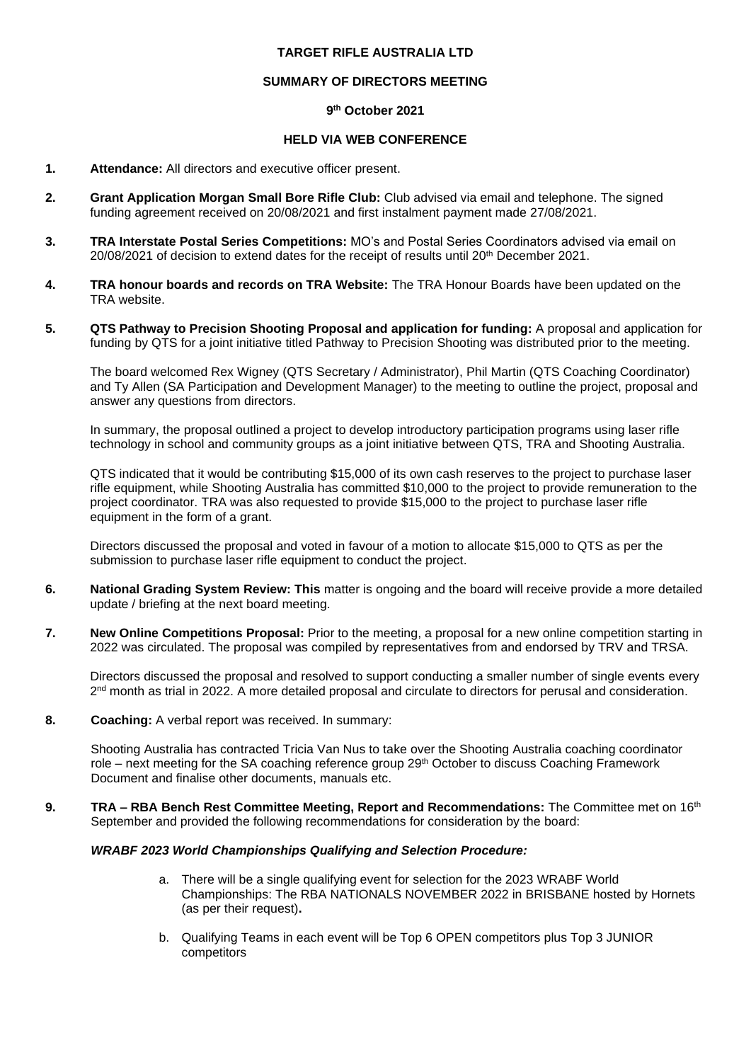**TARGET RIFLE AUSTRALIA LTD**

**SUMMARY OF DIRECTORS MEETING**

**9th October 2021**

**HELD VIA WEB CONFERENCE**

**1. Attendance:** All directors and executive officer present.

**2. Grant Application Morgan Small Bore Rifle Club:** Club advised via email and telephone. The signed funding agreement received on 20/08/2021 and first instalment payment made 27/08/2021.

**3. TRA Interstate Postal Series Competitions:** MO's and Postal Series Coordinators advised via email on 20/08/2021 of decision to extend dates for the receipt of results until 20th December 2021.

**4. TRA honour boards and records on TRA Website:** The TRA Honour Boards have been updated on the TRA website.

**5. QTS Pathway to Precision Shooting Proposal and application for funding:** A proposal and application for funding by QTS for a joint initiative titled Pathway to Precision Shooting was distributed prior to the meeting.

The board welcomed Rex Wigney (QTS Secretary / Administrator), Phil Martin (QTS Coaching Coordinator) and Ty Allen (SA Participation and Development Manager) to the meeting to outline the project, proposal and answer any questions from directors.

In summary, the proposal outlined a project to develop introductory participation programs using laser rifle technology in school and community groups as a joint initiative between QTS, TRA and Shooting Australia.

QTS indicated that it would be contributing $15,000 of its own cash reserves to the project to purchase laser rifle equipment, while Shooting Australia has committed $10,000 to the project to provide remuneration to the project coordinator. TRA was also requested to provide $15,000 to the project to purchase laser rifle equipment in the form of a grant.

Directors discussed the proposal and voted in favour of a motion to allocate $15,000 to QTS as per the submission to purchase laser rifle equipment to conduct the project.

**6. National Grading System Review: This** matter is ongoing and the board will receive provide a more detailed update / briefing at the next board meeting.

**7. New Online Competitions Proposal:** Prior to the meeting, a proposal for a new online competition starting in 2022 was circulated. The proposal was compiled by representatives from and endorsed by TRV and TRSA.

Directors discussed the proposal and resolved to support conducting a smaller number of single events every 2nd month as trial in 2022. A more detailed proposal and circulate to directors for perusal and consideration.

**8. Coaching:** A verbal report was received. In summary:

Shooting Australia has contracted Tricia Van Nus to take over the Shooting Australia coaching coordinator role – next meeting for the SA coaching reference group 29th October to discuss Coaching Framework Document and finalise other documents, manuals etc.

**9. TRA – RBA Bench Rest Committee Meeting, Report and Recommendations:** The Committee met on 16th September and provided the following recommendations for consideration by the board:

***WRABF 2023 World Championships Qualifying and Selection Procedure:***

a. There will be a single qualifying event for selection for the 2023 WRABF World Championships: The RBA NATIONALS NOVEMBER 2022 in BRISBANE hosted by Hornets (as per their request)**.**

b. Qualifying Teams in each event will be Top 6 OPEN competitors plus Top 3 JUNIOR competitors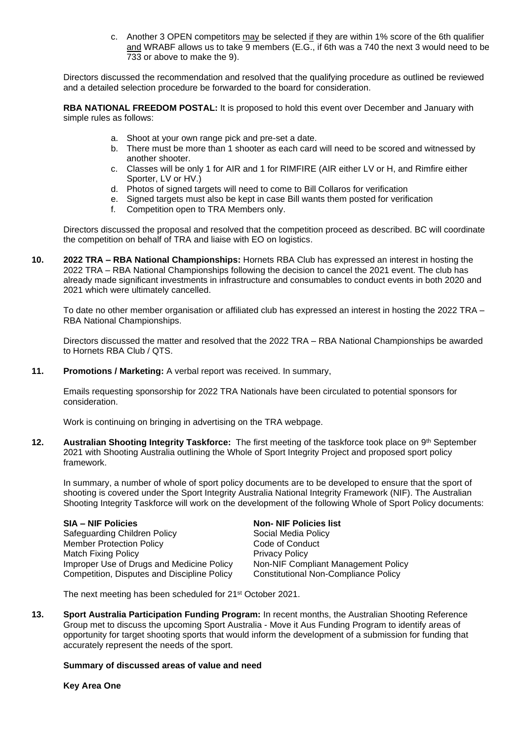c. Another 3 OPEN competitors may be selected if they are within 1% score of the 6th qualifier and WRABF allows us to take 9 members (E.G., if 6th was a 740 the next 3 would need to be 733 or above to make the 9).

Directors discussed the recommendation and resolved that the qualifying procedure as outlined be reviewed and a detailed selection procedure be forwarded to the board for consideration.

**RBA NATIONAL FREEDOM POSTAL:** It is proposed to hold this event over December and January with simple rules as follows:

a. Shoot at your own range pick and pre-set a date.
b. There must be more than 1 shooter as each card will need to be scored and witnessed by another shooter.
c. Classes will be only 1 for AIR and 1 for RIMFIRE (AIR either LV or H, and Rimfire either Sporter, LV or HV.)
d. Photos of signed targets will need to come to Bill Collaros for verification
e. Signed targets must also be kept in case Bill wants them posted for verification
f. Competition open to TRA Members only.

Directors discussed the proposal and resolved that the competition proceed as described. BC will coordinate the competition on behalf of TRA and liaise with EO on logistics.

**10. 2022 TRA – RBA National Championships:** Hornets RBA Club has expressed an interest in hosting the 2022 TRA – RBA National Championships following the decision to cancel the 2021 event. The club has already made significant investments in infrastructure and consumables to conduct events in both 2020 and 2021 which were ultimately cancelled.

To date no other member organisation or affiliated club has expressed an interest in hosting the 2022 TRA – RBA National Championships.

Directors discussed the matter and resolved that the 2022 TRA – RBA National Championships be awarded to Hornets RBA Club / QTS.

**11. Promotions / Marketing:** A verbal report was received. In summary,

Emails requesting sponsorship for 2022 TRA Nationals have been circulated to potential sponsors for consideration.

Work is continuing on bringing in advertising on the TRA webpage.

**12. Australian Shooting Integrity Taskforce:** The first meeting of the taskforce took place on 9th September 2021 with Shooting Australia outlining the Whole of Sport Integrity Project and proposed sport policy framework.

In summary, a number of whole of sport policy documents are to be developed to ensure that the sport of shooting is covered under the Sport Integrity Australia National Integrity Framework (NIF). The Australian Shooting Integrity Taskforce will work on the development of the following Whole of Sport Policy documents:

| **SIA – NIF Policies** | **Non- NIF Policies list** |
| --- | --- |
| Safeguarding Children Policy | Social Media Policy |
| Member Protection Policy | Code of Conduct |
| Match Fixing Policy | Privacy Policy |
| Improper Use of Drugs and Medicine Policy | Non-NIF Compliant Management Policy |
| Competition, Disputes and Discipline Policy | Constitutional Non-Compliance Policy |

The next meeting has been scheduled for 21st October 2021.

**13. Sport Australia Participation Funding Program:** In recent months, the Australian Shooting Reference Group met to discuss the upcoming Sport Australia - Move it Aus Funding Program to identify areas of opportunity for target shooting sports that would inform the development of a submission for funding that accurately represent the needs of the sport.

**Summary of discussed areas of value and need**

**Key Area One**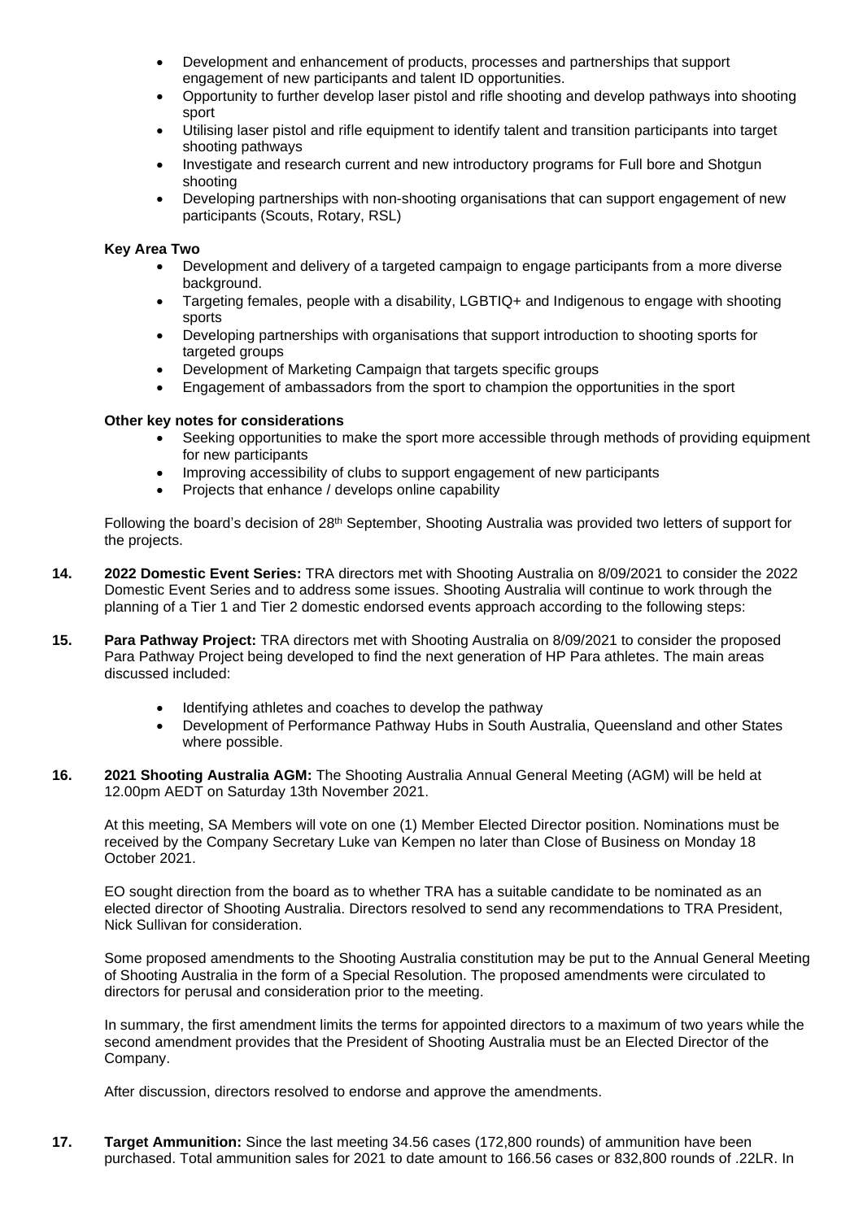- Development and enhancement of products, processes and partnerships that support engagement of new participants and talent ID opportunities.
- Opportunity to further develop laser pistol and rifle shooting and develop pathways into shooting sport
- Utilising laser pistol and rifle equipment to identify talent and transition participants into target shooting pathways
- Investigate and research current and new introductory programs for Full bore and Shotgun shooting
- Developing partnerships with non-shooting organisations that can support engagement of new participants (Scouts, Rotary, RSL)

**Key Area Two**

- Development and delivery of a targeted campaign to engage participants from a more diverse background.
- Targeting females, people with a disability, LGBTIQ+ and Indigenous to engage with shooting sports
- Developing partnerships with organisations that support introduction to shooting sports for targeted groups
- Development of Marketing Campaign that targets specific groups
- Engagement of ambassadors from the sport to champion the opportunities in the sport

**Other key notes for considerations**

- Seeking opportunities to make the sport more accessible through methods of providing equipment for new participants
- Improving accessibility of clubs to support engagement of new participants
- Projects that enhance / develops online capability

Following the board's decision of 28th September, Shooting Australia was provided two letters of support for the projects.

**14. 2022 Domestic Event Series:** TRA directors met with Shooting Australia on 8/09/2021 to consider the 2022 Domestic Event Series and to address some issues. Shooting Australia will continue to work through the planning of a Tier 1 and Tier 2 domestic endorsed events approach according to the following steps:

**15. Para Pathway Project:** TRA directors met with Shooting Australia on 8/09/2021 to consider the proposed Para Pathway Project being developed to find the next generation of HP Para athletes. The main areas discussed included:

- Identifying athletes and coaches to develop the pathway
- Development of Performance Pathway Hubs in South Australia, Queensland and other States where possible.

**16. 2021 Shooting Australia AGM:** The Shooting Australia Annual General Meeting (AGM) will be held at 12.00pm AEDT on Saturday 13th November 2021.

At this meeting, SA Members will vote on one (1) Member Elected Director position. Nominations must be received by the Company Secretary Luke van Kempen no later than Close of Business on Monday 18 October 2021.

EO sought direction from the board as to whether TRA has a suitable candidate to be nominated as an elected director of Shooting Australia. Directors resolved to send any recommendations to TRA President, Nick Sullivan for consideration.

Some proposed amendments to the Shooting Australia constitution may be put to the Annual General Meeting of Shooting Australia in the form of a Special Resolution. The proposed amendments were circulated to directors for perusal and consideration prior to the meeting.

In summary, the first amendment limits the terms for appointed directors to a maximum of two years while the second amendment provides that the President of Shooting Australia must be an Elected Director of the Company.

After discussion, directors resolved to endorse and approve the amendments.

**17. Target Ammunition:** Since the last meeting 34.56 cases (172,800 rounds) of ammunition have been purchased. Total ammunition sales for 2021 to date amount to 166.56 cases or 832,800 rounds of .22LR. In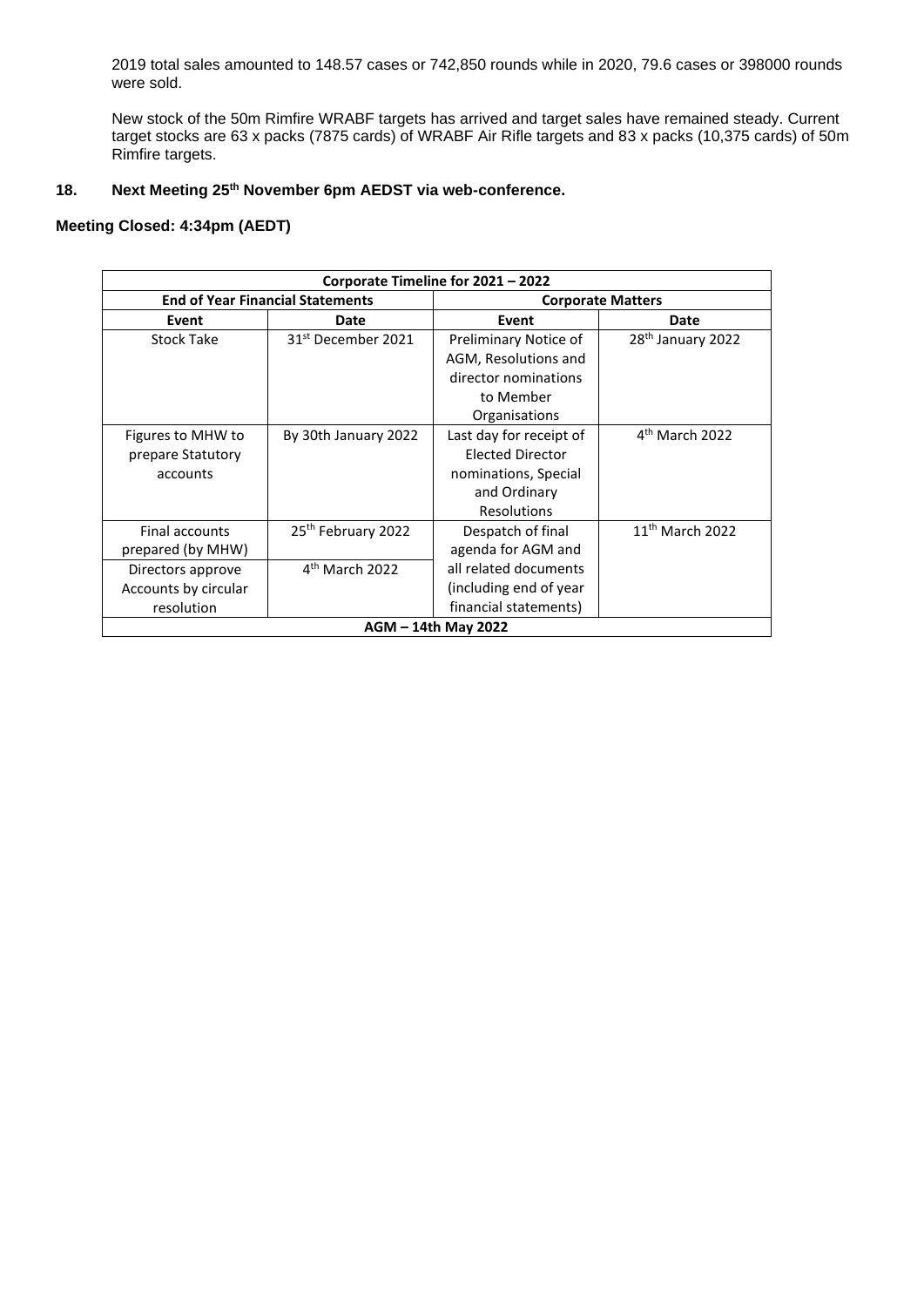2019 total sales amounted to 148.57 cases or 742,850 rounds while in 2020, 79.6 cases or 398000 rounds were sold.

New stock of the 50m Rimfire WRABF targets has arrived and target sales have remained steady. Current target stocks are 63 x packs (7875 cards) of WRABF Air Rifle targets and 83 x packs (10,375 cards) of 50m Rimfire targets.

**18. Next Meeting 25th November 6pm AEDST via web-conference.**

**Meeting Closed: 4:34pm (AEDT)**

| Corporate Timeline for 2021 – 2022 | | | |
|---|---|---|---|
| **End of Year Financial Statements** | | **Corporate Matters** | |
| **Event** | **Date** | **Event** | **Date** |
| Stock Take | 31st December 2021 | Preliminary Notice of AGM, Resolutions and director nominations to Member Organisations | 28th January 2022 |
| Figures to MHW to prepare Statutory accounts | By 30th January 2022 | Last day for receipt of Elected Director nominations, Special and Ordinary Resolutions | 4th March 2022 |
| Final accounts prepared (by MHW) | 25th February 2022 | Despatch of final agenda for AGM and all related documents (including end of year financial statements) | 11th March 2022 |
| Directors approve Accounts by circular resolution | 4th March 2022 | | |
| **AGM – 14th May 2022** | | | |